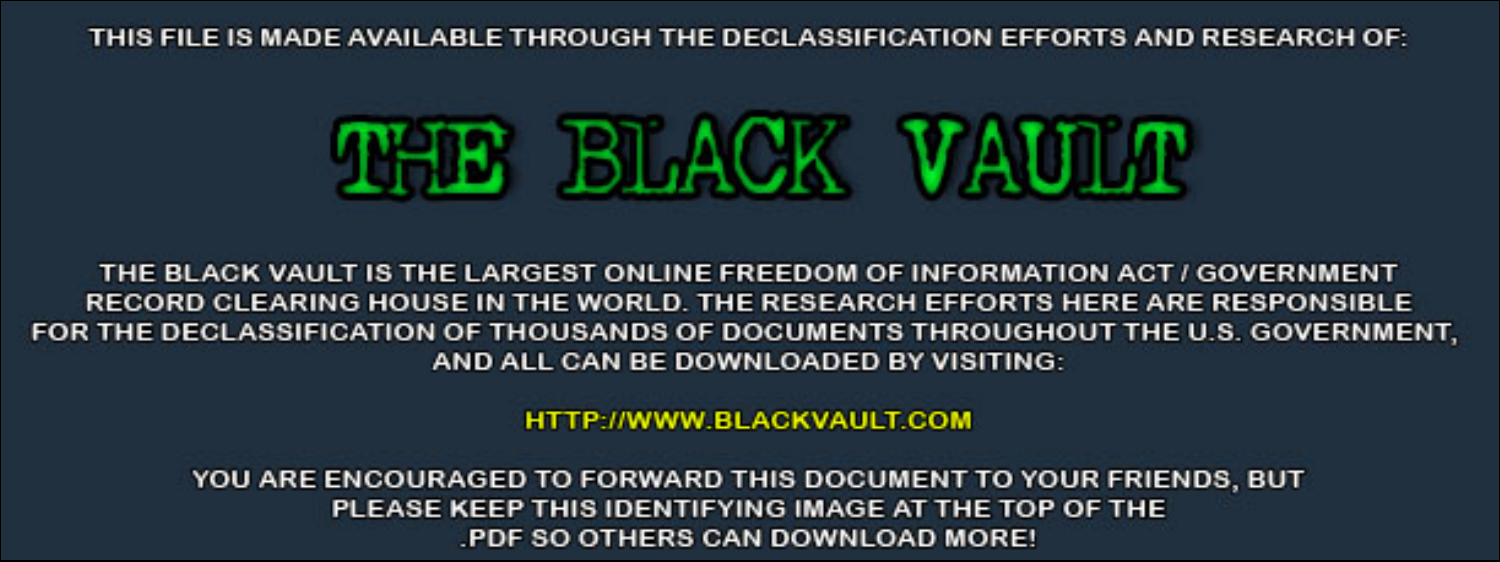THIS FILE IS MADE AVAILABLE THROUGH THE DECLASSIFICATION EFFORTS AND RESEARCH OF:

# THE BLACK VAULT

THE BLACK VAULT IS THE LARGEST ONLINE FREEDOM OF INFORMATION ACT / GOVERNMENT RECORD CLEARING HOUSE IN THE WORLD. THE RESEARCH EFFORTS HERE ARE RESPONSIBLE FOR THE DECLASSIFICATION OF THOUSANDS OF DOCUMENTS THROUGHOUT THE U.S. GOVERNMENT, AND ALL CAN BE DOWNLOADED BY VISITING:

HTTP://WWW.BLACKVAULT.COM

YOU ARE ENCOURAGED TO FORWARD THIS DOCUMENT TO YOUR FRIENDS, BUT PLEASE KEEP THIS IDENTIFYING IMAGE AT THE TOP OF THE .PDF SO OTHERS CAN DOWNLOAD MORE!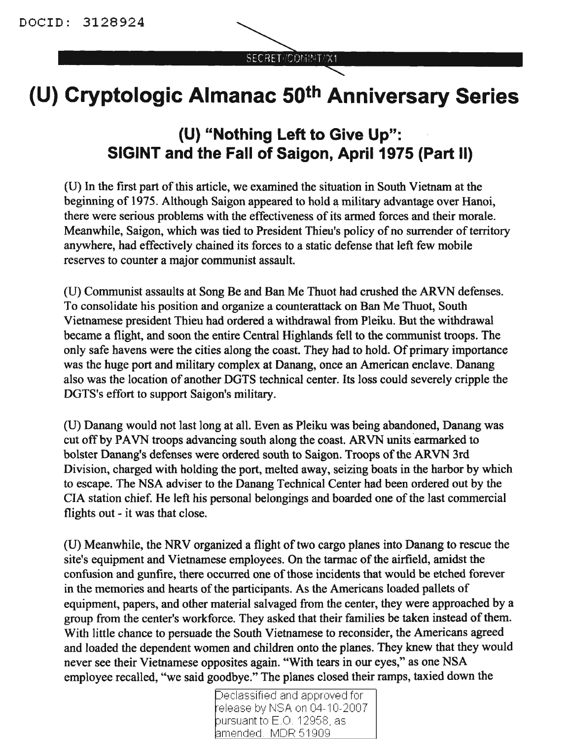# (U) Cryptologic Almanac 50th Anniversary Series

## (U) "Nothing Left to Give Up": SIGINT and the Fall of Saigon, April 1975 (Part II)

(U) In the first part of this article, we examined the situation in South Vietnam at the beginning of 1975. Although Saigon appeared to hold a military advantage over Hanoi, there were serious problems with the effectiveness of its armed forces and their morale. Meanwhile, Saigon, which was tied to President Thieu's policy of no surrender of territory anywhere, had effectively chained its forces to a static defense that left few mobile reserves to counter a major communist assault.

(U) Communist assaults at Song Be and Ban Me Thuot had crushed the ARVN defenses. To consolidate his position and organize a counterattack on Ban Me Thuot, South Vietnamese president Thieu had ordered a withdrawal from Pleiku. But the withdrawal became a flight, and soon the entire Central Highlands fell to the communist troops. The only safe havens were the cities along the coast. They had to hold. Of primary importance was the huge port and military complex at Danang, once an American enclave. Danang also was the location of another DGTS technical center. Its loss could severely cripple the DGTS's effort to support Saigon's military.

(U) Danang would not last long at all. Even as Pleiku was being abandoned, Danang was cut off by PAVN troops advancing south along the coast. ARVN units earmarked to bolster Danang's defenses were ordered south to Saigon. Troops of the ARVN 3rd Division, charged with holding the port, melted away, seizing boats in the harbor by which to escape. The NSA adviser to the Danang Technical Center had been ordered out by the CIA station chief. He left his personal belongings and boarded one of the last commercial flights out - it was that close.

(U) Meanwhile, the NRV organized a flight of two cargo planes into Danang to rescue the site's equipment and Vietnamese employees. On the tarmac of the airfield, amidst the confusion and gunfire, there occurred one of those incidents that would be etched forever in the memories and hearts of the participants. As the Americans loaded pallets of equipment, papers, and other material salvaged from the center, they were approached by a group from the center's workforce. They asked that their families be taken instead of them. With little chance to persuade the South Vietnamese to reconsider, the Americans agreed and loaded the dependent women and children onto the planes. They knew that they would never see their Vietnamese opposites again. "With tears in our eyes," as one NSA employee recalled, "we said goodbye." The planes closed their ramps, taxied down the

Declassified and approved for release by NSA on 04-10-2007 pursuant to E.O. 12958, as amended. MDR 51909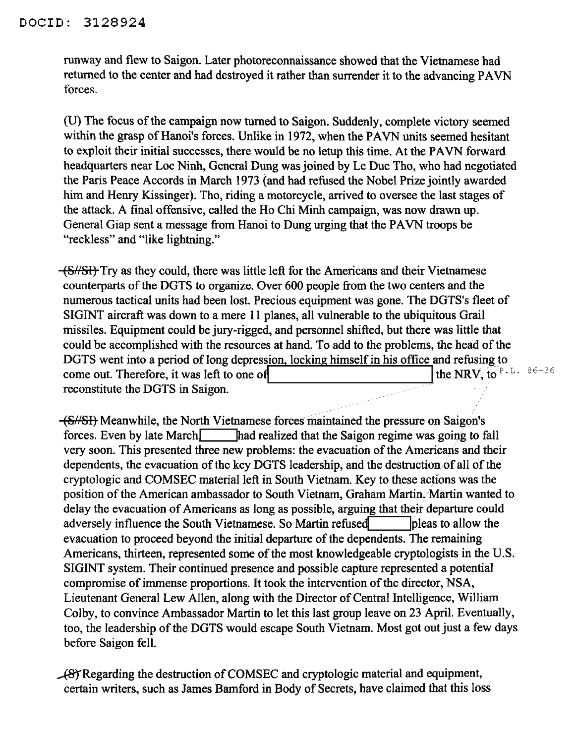runway and flew to Saigon. Later photoreconnaissance showed that the Vietnamese had returned to the center and had destroyed it rather than surrender it to the advancing PAVN forces.

(U) The focus of the campaign now turned to Saigon. Suddenly, complete victory seemed within the grasp of Hanoi's forces. Unlike in 1972, when the PAVN units seemed hesitant to exploit their initial successes, there would be no letup this time. At the PAVN forward headquarters near Loc Ninh, General Dung was joined by Le Duc Tho, who had negotiated the Paris Peace Accords in March 1973 (and had refused the Nobel Prize jointly awarded him and Henry Kissinger). Tho, riding a motorcycle, arrived to oversee the last stages of the attack. A final offensive, called the Ho Chi Minh campaign, was now drawn up. General Giap sent a message from Hanoi to Dung urging that the PAVN troops be "reckless" and "like lightning."

~~(S//SI)~~ Try as they could, there was little left for the Americans and their Vietnamese counterparts of the DGTS to organize. Over 600 people from the two centers and the numerous tactical units had been lost. Precious equipment was gone. The DGTS's fleet of SIGINT aircraft was down to a mere 11 planes, all vulnerable to the ubiquitous Grail missiles. Equipment could be jury-rigged, and personnel shifted, but there was little that could be accomplished with the resources at hand. To add to the problems, the head of the DGTS went into a period of long depression, locking himself in his office and refusing to come out. Therefore, it was left to one of [REDACTED] the NRV, to reconstitute the DGTS in Saigon. P.L. 86-36

~~(S//SI)~~ Meanwhile, the North Vietnamese forces maintained the pressure on Saigon's forces. Even by late March [REDACTED] had realized that the Saigon regime was going to fall very soon. This presented three new problems: the evacuation of the Americans and their dependents, the evacuation of the key DGTS leadership, and the destruction of all of the cryptologic and COMSEC material left in South Vietnam. Key to these actions was the position of the American ambassador to South Vietnam, Graham Martin. Martin wanted to delay the evacuation of Americans as long as possible, arguing that their departure could adversely influence the South Vietnamese. So Martin refused [REDACTED] pleas to allow the evacuation to proceed beyond the initial departure of the dependents. The remaining Americans, thirteen, represented some of the most knowledgeable cryptologists in the U.S. SIGINT system. Their continued presence and possible capture represented a potential compromise of immense proportions. It took the intervention of the director, NSA, Lieutenant General Lew Allen, along with the Director of Central Intelligence, William Colby, to convince Ambassador Martin to let this last group leave on 23 April. Eventually, too, the leadership of the DGTS would escape South Vietnam. Most got out just a few days before Saigon fell.

~~(S)~~ Regarding the destruction of COMSEC and cryptologic material and equipment, certain writers, such as James Bamford in Body of Secrets, have claimed that this loss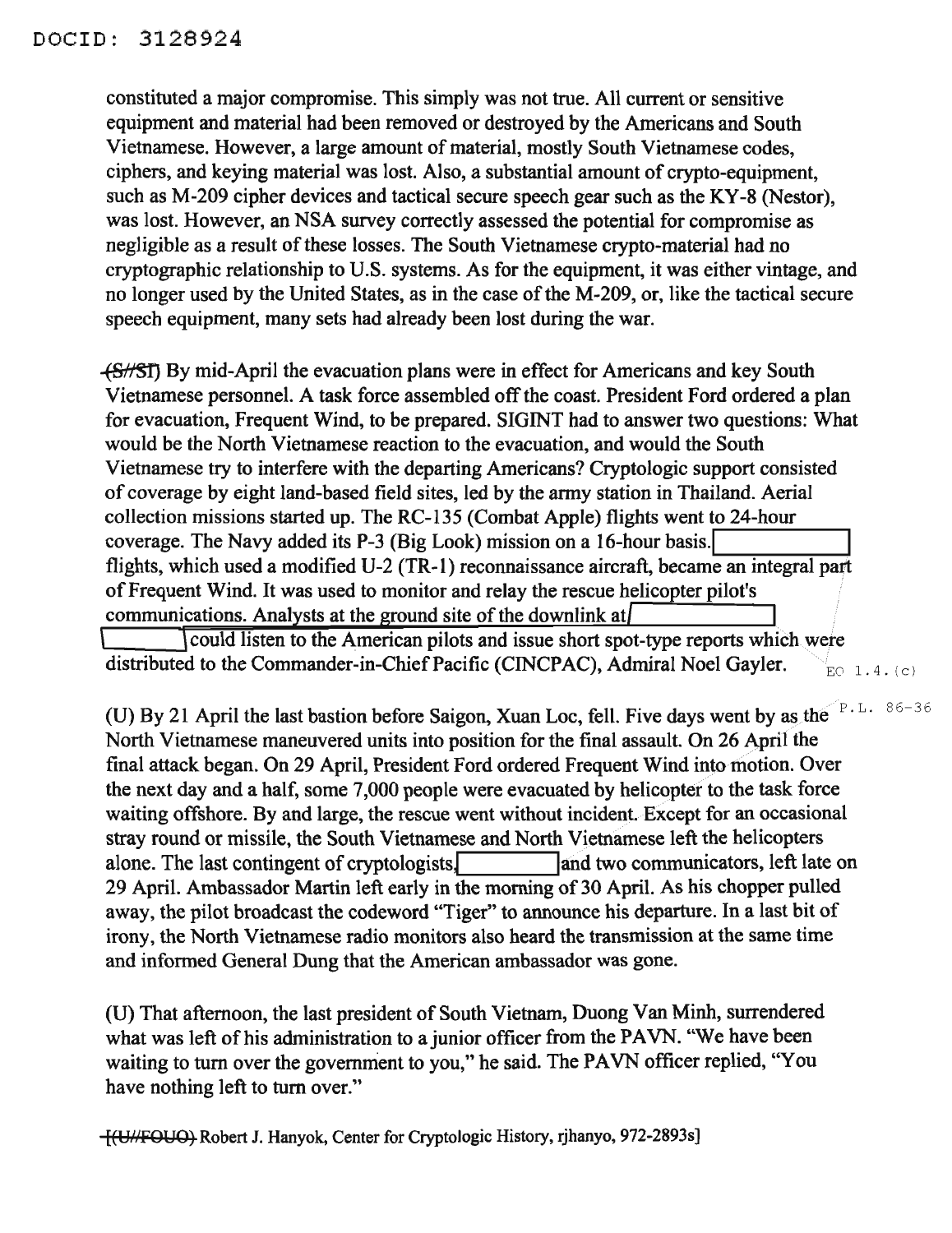DOCID: 3128924

constituted a major compromise. This simply was not true. All current or sensitive equipment and material had been removed or destroyed by the Americans and South Vietnamese. However, a large amount of material, mostly South Vietnamese codes, ciphers, and keying material was lost. Also, a substantial amount of crypto-equipment, such as M-209 cipher devices and tactical secure speech gear such as the KY-8 (Nestor), was lost. However, an NSA survey correctly assessed the potential for compromise as negligible as a result of these losses. The South Vietnamese crypto-material had no cryptographic relationship to U.S. systems. As for the equipment, it was either vintage, and no longer used by the United States, as in the case of the M-209, or, like the tactical secure speech equipment, many sets had already been lost during the war.

~~(S//SI)~~ By mid-April the evacuation plans were in effect for Americans and key South Vietnamese personnel. A task force assembled off the coast. President Ford ordered a plan for evacuation, Frequent Wind, to be prepared. SIGINT had to answer two questions: What would be the North Vietnamese reaction to the evacuation, and would the South Vietnamese try to interfere with the departing Americans? Cryptologic support consisted of coverage by eight land-based field sites, led by the army station in Thailand. Aerial collection missions started up. The RC-135 (Combat Apple) flights went to 24-hour coverage. The Navy added its P-3 (Big Look) mission on a 16-hour basis. [REDACTED] flights, which used a modified U-2 (TR-1) reconnaissance aircraft, became an integral part of Frequent Wind. It was used to monitor and relay the rescue helicopter pilot's communications. Analysts at the ground site of the downlink at [REDACTED] could listen to the American pilots and issue short spot-type reports which were distributed to the Commander-in-Chief Pacific (CINCPAC), Admiral Noel Gayler.

EO 1.4.(c)

P.L. 86-36

(U) By 21 April the last bastion before Saigon, Xuan Loc, fell. Five days went by as the North Vietnamese maneuvered units into position for the final assault. On 26 April the final attack began. On 29 April, President Ford ordered Frequent Wind into motion. Over the next day and a half, some 7,000 people were evacuated by helicopter to the task force waiting offshore. By and large, the rescue went without incident. Except for an occasional stray round or missile, the South Vietnamese and North Vietnamese left the helicopters alone. The last contingent of cryptologists, [REDACTED] and two communicators, left late on 29 April. Ambassador Martin left early in the morning of 30 April. As his chopper pulled away, the pilot broadcast the codeword "Tiger" to announce his departure. In a last bit of irony, the North Vietnamese radio monitors also heard the transmission at the same time and informed General Dung that the American ambassador was gone.

(U) That afternoon, the last president of South Vietnam, Duong Van Minh, surrendered what was left of his administration to a junior officer from the PAVN. "We have been waiting to turn over the government to you," he said. The PAVN officer replied, "You have nothing left to turn over."

~~[(U//FOUO)~~ Robert J. Hanyok, Center for Cryptologic History, rjhanyo, 972-2893s]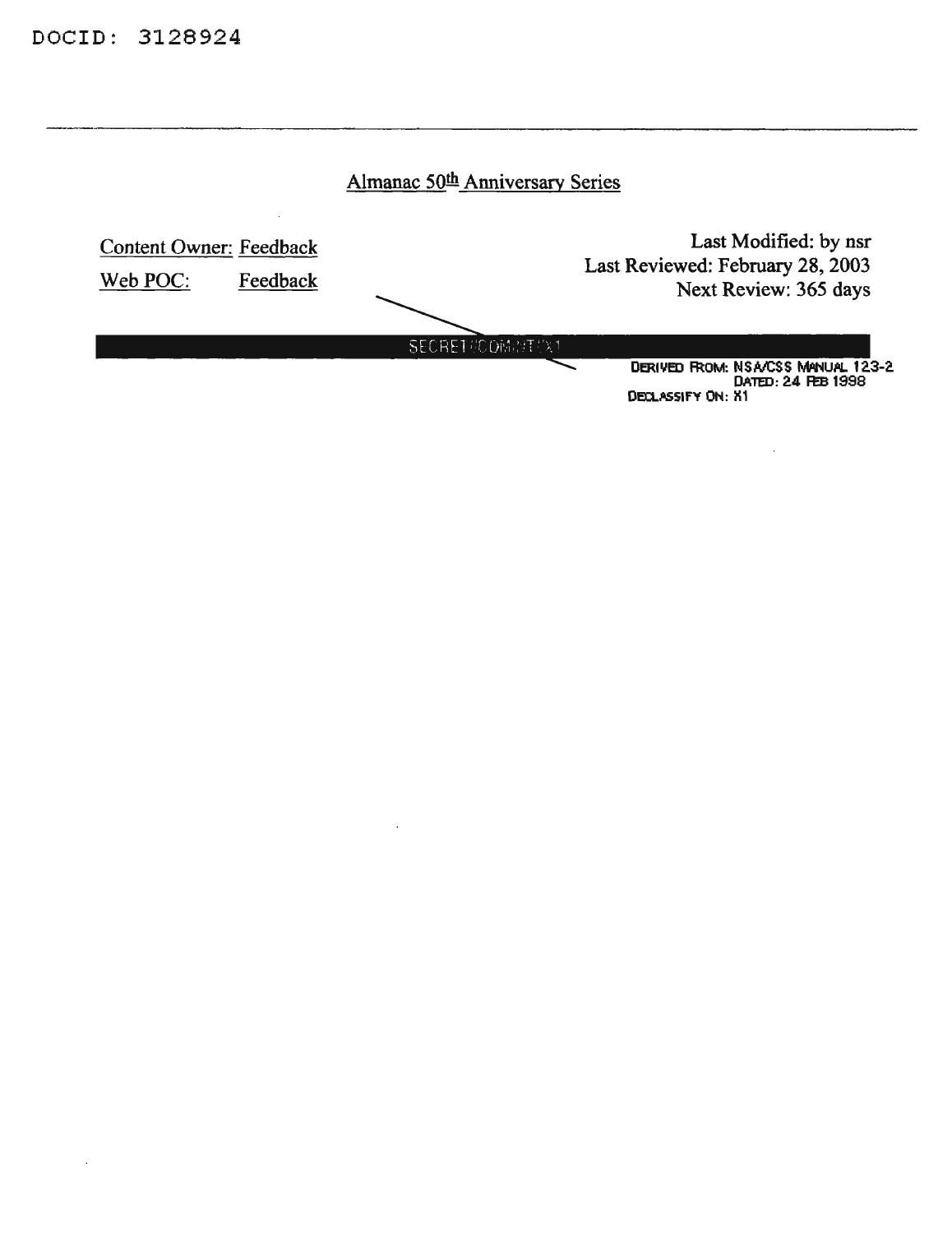Almanac 50th Anniversary Series

Content Owner: Feedback
Web POC: Feedback

Last Modified: by nsr
Last Reviewed: February 28, 2003
Next Review: 365 days

SECRET//COMINT//X1

DERIVED FROM: NSA/CSS MANUAL 123-2
DATED: 24 FEB 1998
DECLASSIFY ON: X1